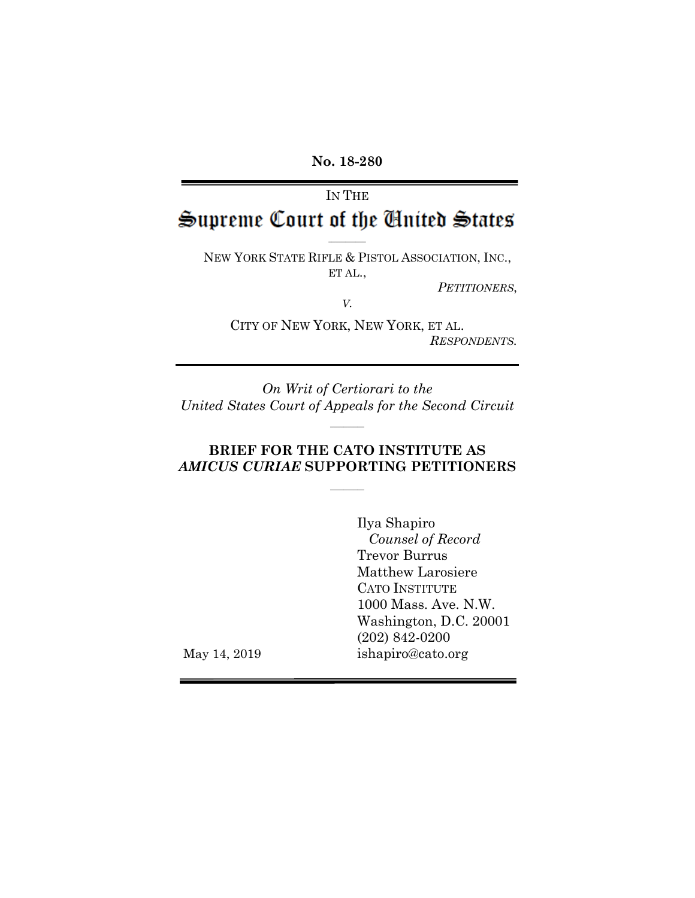**No. 18-280**

---

IN THE

# Supreme Court of the United States

---

NEW YORK STATE RIFLE & PISTOL ASSOCIATION, INC., ET AL.,

*PETITIONERS*,

*V.*

CITY OF NEW YORK, NEW YORK, ET AL.

*RESPONDENTS.*

---

*On Writ of Certiorari to the United States Court of Appeals for the Second Circuit*

---

**BRIEF FOR THE CATO INSTITUTE AS *AMICUS CURIAE* SUPPORTING PETITIONERS**

---

Ilya Shapiro
*Counsel of Record*
Trevor Burrus
Matthew Larosiere
CATO INSTITUTE
1000 Mass. Ave. N.W.
Washington, D.C. 20001
(202) 842-0200
ishapiro@cato.org

May 14, 2019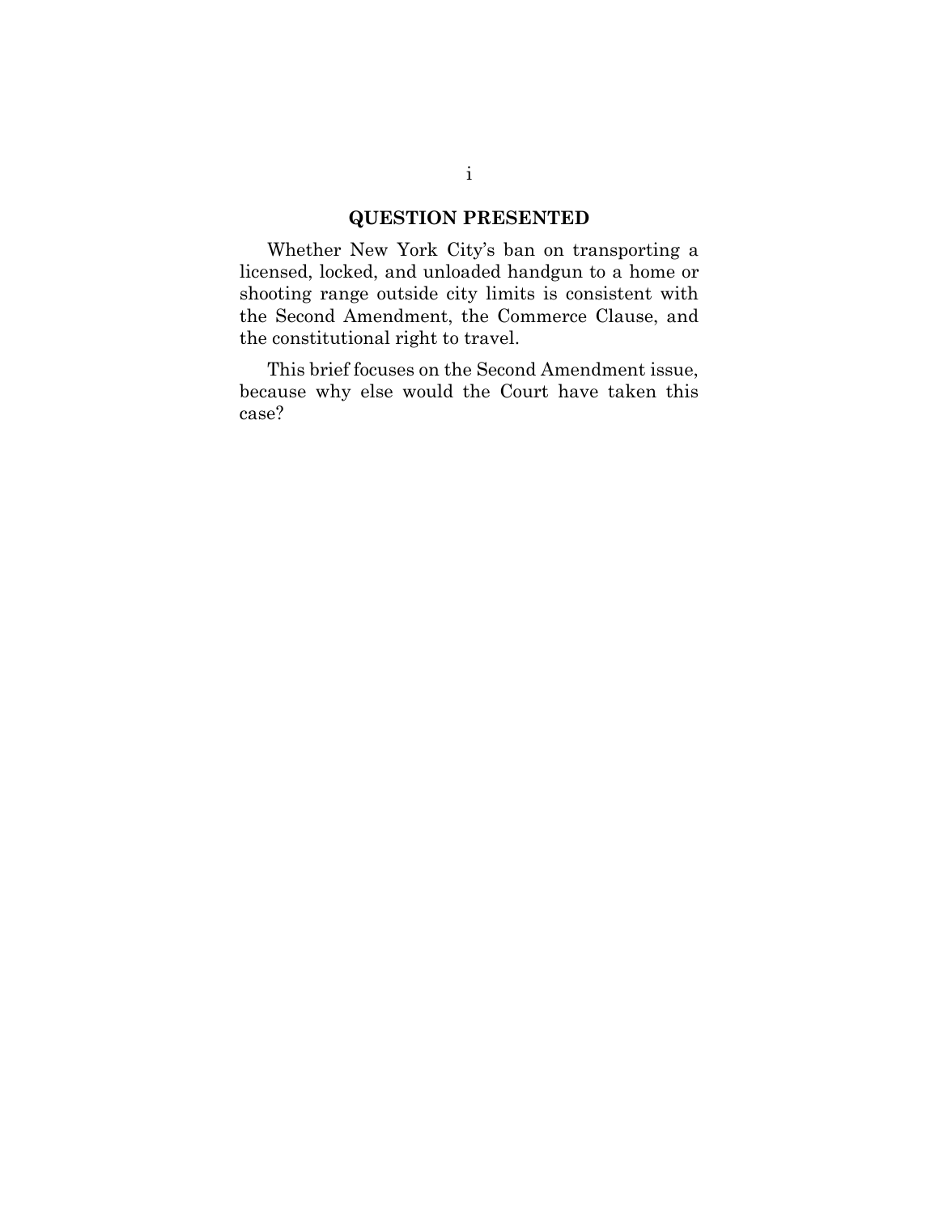## QUESTION PRESENTED

Whether New York City's ban on transporting a licensed, locked, and unloaded handgun to a home or shooting range outside city limits is consistent with the Second Amendment, the Commerce Clause, and the constitutional right to travel.

This brief focuses on the Second Amendment issue, because why else would the Court have taken this case?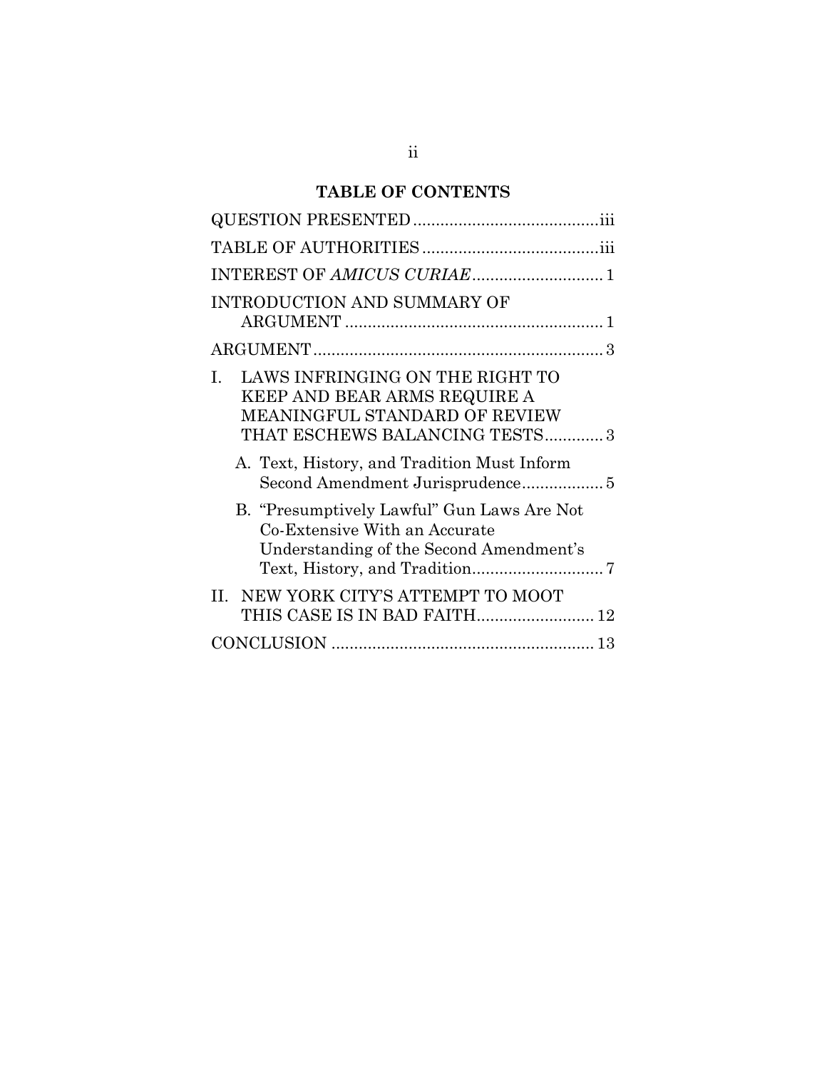## TABLE OF CONTENTS

QUESTION PRESENTED.........................................iii

TABLE OF AUTHORITIES.......................................iii

INTEREST OF *AMICUS CURIAE*.............................1

INTRODUCTION AND SUMMARY OF ARGUMENT.........................................................1

ARGUMENT...............................................................3

I. LAWS INFRINGING ON THE RIGHT TO KEEP AND BEAR ARMS REQUIRE A MEANINGFUL STANDARD OF REVIEW THAT ESCHEWS BALANCING TESTS.............3

   A. Text, History, and Tradition Must Inform Second Amendment Jurisprudence..................5

   B. "Presumptively Lawful" Gun Laws Are Not Co-Extensive With an Accurate Understanding of the Second Amendment's Text, History, and Tradition.............................7

II. NEW YORK CITY'S ATTEMPT TO MOOT THIS CASE IS IN BAD FAITH..........................12

CONCLUSION ..........................................................13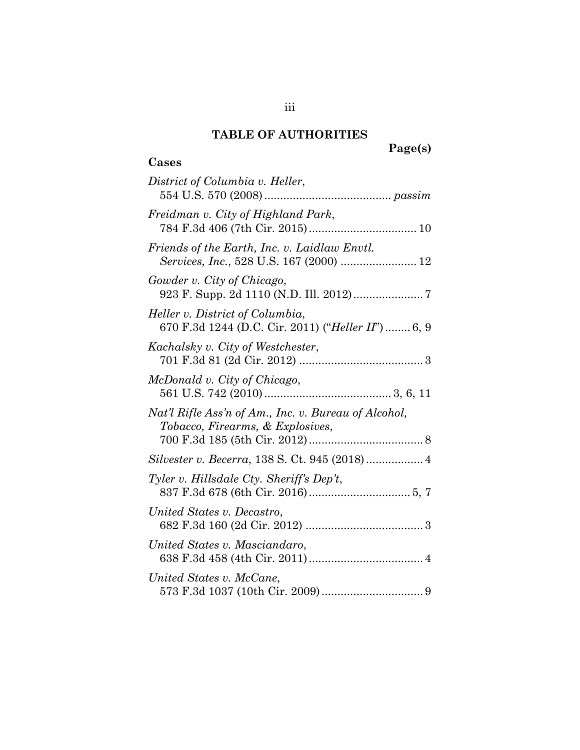# TABLE OF AUTHORITIES

**Page(s)**

**Cases**

*District of Columbia v. Heller*,
554 U.S. 570 (2008) ........................................ *passim*

*Freidman v. City of Highland Park*,
784 F.3d 406 (7th Cir. 2015) .................................. 10

*Friends of the Earth, Inc. v. Laidlaw Envtl. Services, Inc.*, 528 U.S. 167 (2000) ........................ 12

*Gowder v. City of Chicago*,
923 F. Supp. 2d 1110 (N.D. Ill. 2012) ...................... 7

*Heller v. District of Columbia*,
670 F.3d 1244 (D.C. Cir. 2011) ("*Heller II*") ........ 6, 9

*Kachalsky v. City of Westchester*,
701 F.3d 81 (2d Cir. 2012) ....................................... 3

*McDonald v. City of Chicago*,
561 U.S. 742 (2010) ........................................ 3, 6, 11

*Nat'l Rifle Ass'n of Am., Inc. v. Bureau of Alcohol, Tobacco, Firearms, & Explosives*,
700 F.3d 185 (5th Cir. 2012) .................................... 8

*Silvester v. Becerra*, 138 S. Ct. 945 (2018) .................. 4

*Tyler v. Hillsdale Cty. Sheriff's Dep't*,
837 F.3d 678 (6th Cir. 2016) ................................ 5, 7

*United States v. Decastro*,
682 F.3d 160 (2d Cir. 2012) ..................................... 3

*United States v. Masciandaro*,
638 F.3d 458 (4th Cir. 2011) .................................... 4

*United States v. McCane*,
573 F.3d 1037 (10th Cir. 2009) ................................ 9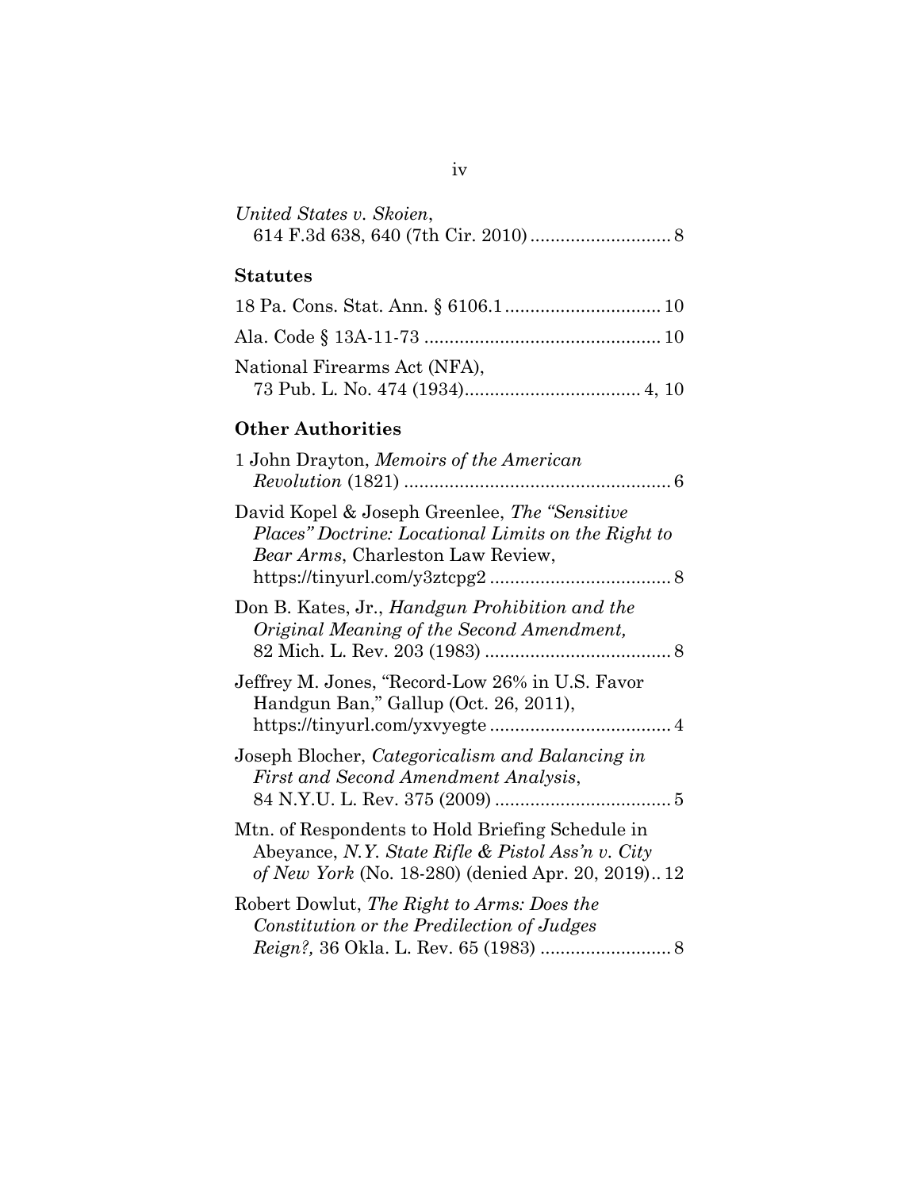*United States v. Skoien*,
614 F.3d 638, 640 (7th Cir. 2010) ............................ 8

**Statutes**

18 Pa. Cons. Stat. Ann. § 6106.1 ............................... 10

Ala. Code § 13A-11-73 ............................................... 10

National Firearms Act (NFA),
73 Pub. L. No. 474 (1934).................................... 4, 10

**Other Authorities**

1 John Drayton, *Memoirs of the American Revolution* (1821) ..................................................... 6

David Kopel & Joseph Greenlee, *The "Sensitive Places" Doctrine: Locational Limits on the Right to Bear Arms*, Charleston Law Review, https://tinyurl.com/y3ztcpg2 .................................... 8

Don B. Kates, Jr., *Handgun Prohibition and the Original Meaning of the Second Amendment,* 82 Mich. L. Rev. 203 (1983) ..................................... 8

Jeffrey M. Jones, "Record-Low 26% in U.S. Favor Handgun Ban," Gallup (Oct. 26, 2011), https://tinyurl.com/yxvyegte .................................... 4

Joseph Blocher, *Categoricalism and Balancing in First and Second Amendment Analysis*, 84 N.Y.U. L. Rev. 375 (2009) ................................... 5

Mtn. of Respondents to Hold Briefing Schedule in Abeyance, *N.Y. State Rifle & Pistol Ass'n v. City of New York* (No. 18-280) (denied Apr. 20, 2019).. 12

Robert Dowlut, *The Right to Arms: Does the Constitution or the Predilection of Judges Reign?,* 36 Okla. L. Rev. 65 (1983) .......................... 8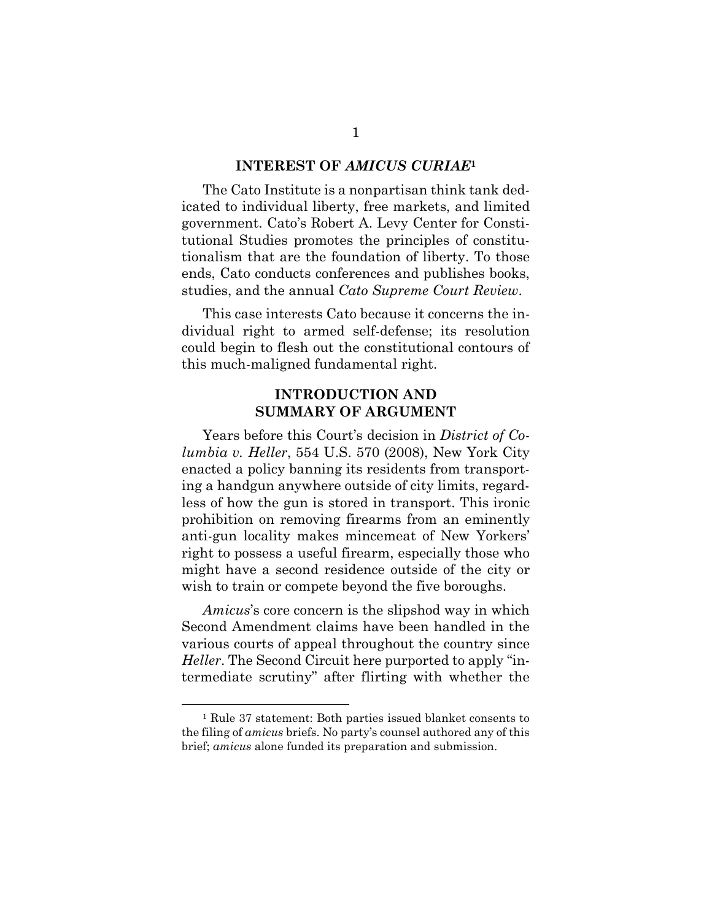## INTEREST OF *AMICUS CURIAE*[1]

The Cato Institute is a nonpartisan think tank dedicated to individual liberty, free markets, and limited government. Cato's Robert A. Levy Center for Constitutional Studies promotes the principles of constitutionalism that are the foundation of liberty. To those ends, Cato conducts conferences and publishes books, studies, and the annual *Cato Supreme Court Review*.

This case interests Cato because it concerns the individual right to armed self-defense; its resolution could begin to flesh out the constitutional contours of this much-maligned fundamental right.

## INTRODUCTION AND SUMMARY OF ARGUMENT

Years before this Court's decision in *District of Columbia v. Heller*, 554 U.S. 570 (2008), New York City enacted a policy banning its residents from transporting a handgun anywhere outside of city limits, regardless of how the gun is stored in transport. This ironic prohibition on removing firearms from an eminently anti-gun locality makes mincemeat of New Yorkers' right to possess a useful firearm, especially those who might have a second residence outside of the city or wish to train or compete beyond the five boroughs.

*Amicus*'s core concern is the slipshod way in which Second Amendment claims have been handled in the various courts of appeal throughout the country since *Heller*. The Second Circuit here purported to apply "intermediate scrutiny" after flirting with whether the

[1] Rule 37 statement: Both parties issued blanket consents to the filing of *amicus* briefs. No party's counsel authored any of this brief; *amicus* alone funded its preparation and submission.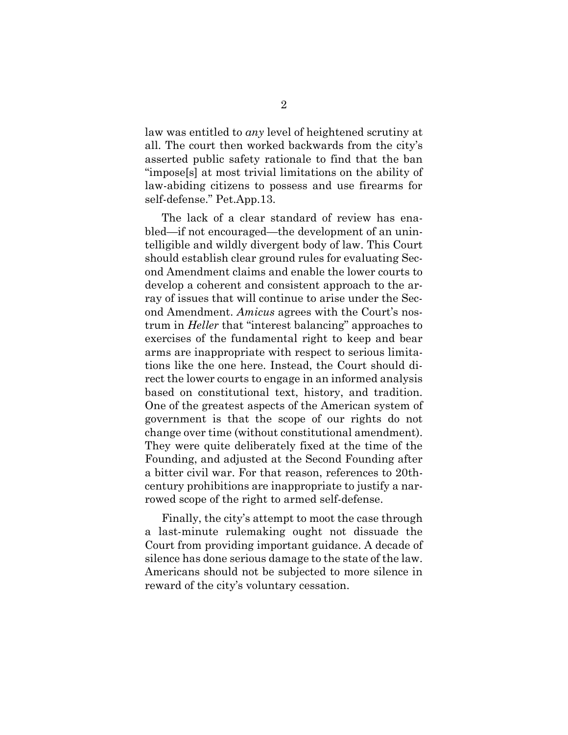law was entitled to *any* level of heightened scrutiny at all. The court then worked backwards from the city's asserted public safety rationale to find that the ban "impose[s] at most trivial limitations on the ability of law-abiding citizens to possess and use firearms for self-defense." Pet.App.13.

The lack of a clear standard of review has enabled—if not encouraged—the development of an unintelligible and wildly divergent body of law. This Court should establish clear ground rules for evaluating Second Amendment claims and enable the lower courts to develop a coherent and consistent approach to the array of issues that will continue to arise under the Second Amendment. *Amicus* agrees with the Court's nostrum in *Heller* that "interest balancing" approaches to exercises of the fundamental right to keep and bear arms are inappropriate with respect to serious limitations like the one here. Instead, the Court should direct the lower courts to engage in an informed analysis based on constitutional text, history, and tradition. One of the greatest aspects of the American system of government is that the scope of our rights do not change over time (without constitutional amendment). They were quite deliberately fixed at the time of the Founding, and adjusted at the Second Founding after a bitter civil war. For that reason, references to 20th-century prohibitions are inappropriate to justify a narrowed scope of the right to armed self-defense.

Finally, the city's attempt to moot the case through a last-minute rulemaking ought not dissuade the Court from providing important guidance. A decade of silence has done serious damage to the state of the law. Americans should not be subjected to more silence in reward of the city's voluntary cessation.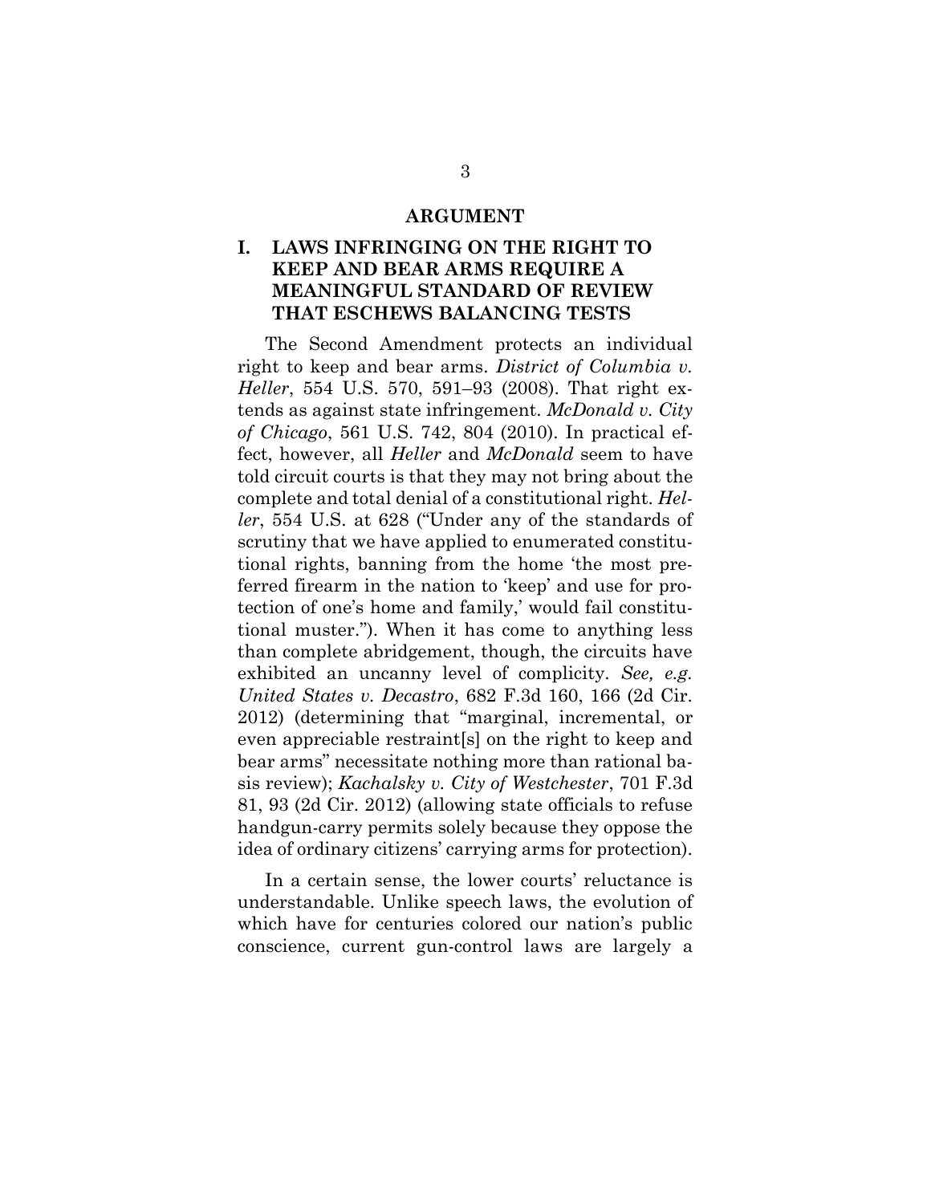## ARGUMENT

### I. LAWS INFRINGING ON THE RIGHT TO KEEP AND BEAR ARMS REQUIRE A MEANINGFUL STANDARD OF REVIEW THAT ESCHEWS BALANCING TESTS

The Second Amendment protects an individual right to keep and bear arms. *District of Columbia v. Heller*, 554 U.S. 570, 591–93 (2008). That right extends as against state infringement. *McDonald v. City of Chicago*, 561 U.S. 742, 804 (2010). In practical effect, however, all *Heller* and *McDonald* seem to have told circuit courts is that they may not bring about the complete and total denial of a constitutional right. *Heller*, 554 U.S. at 628 ("Under any of the standards of scrutiny that we have applied to enumerated constitutional rights, banning from the home 'the most preferred firearm in the nation to 'keep' and use for protection of one's home and family,' would fail constitutional muster."). When it has come to anything less than complete abridgement, though, the circuits have exhibited an uncanny level of complicity. *See, e.g. United States v. Decastro*, 682 F.3d 160, 166 (2d Cir. 2012) (determining that "marginal, incremental, or even appreciable restraint[s] on the right to keep and bear arms" necessitate nothing more than rational basis review); *Kachalsky v. City of Westchester*, 701 F.3d 81, 93 (2d Cir. 2012) (allowing state officials to refuse handgun-carry permits solely because they oppose the idea of ordinary citizens' carrying arms for protection).

In a certain sense, the lower courts' reluctance is understandable. Unlike speech laws, the evolution of which have for centuries colored our nation's public conscience, current gun-control laws are largely a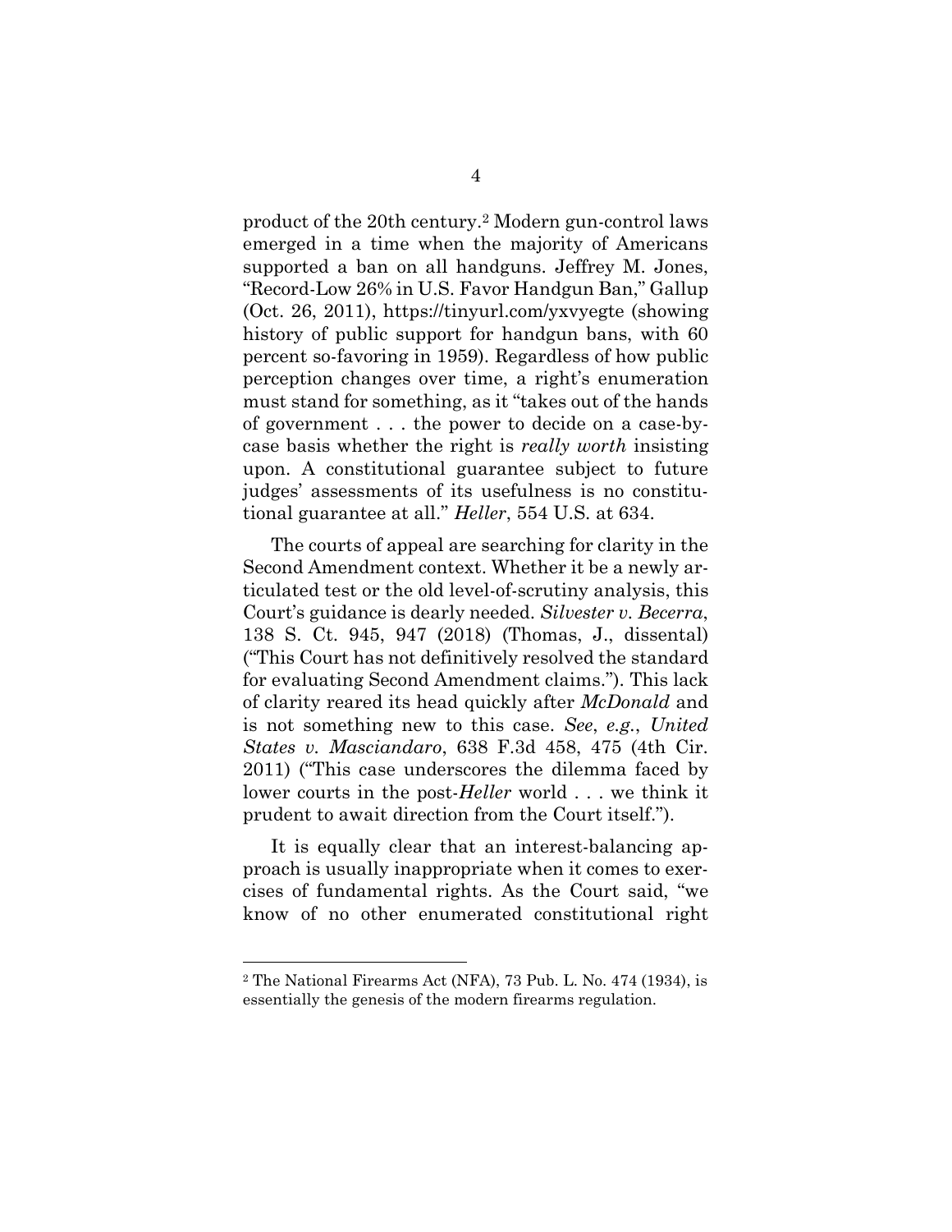product of the 20th century.[2] Modern gun-control laws emerged in a time when the majority of Americans supported a ban on all handguns. Jeffrey M. Jones, "Record-Low 26% in U.S. Favor Handgun Ban," Gallup (Oct. 26, 2011), https://tinyurl.com/yxvyegte (showing history of public support for handgun bans, with 60 percent so-favoring in 1959). Regardless of how public perception changes over time, a right's enumeration must stand for something, as it "takes out of the hands of government . . . the power to decide on a case-by-case basis whether the right is *really worth* insisting upon. A constitutional guarantee subject to future judges' assessments of its usefulness is no constitutional guarantee at all." *Heller*, 554 U.S. at 634.

The courts of appeal are searching for clarity in the Second Amendment context. Whether it be a newly articulated test or the old level-of-scrutiny analysis, this Court's guidance is dearly needed. *Silvester v. Becerra*, 138 S. Ct. 945, 947 (2018) (Thomas, J., dissental) ("This Court has not definitively resolved the standard for evaluating Second Amendment claims."). This lack of clarity reared its head quickly after *McDonald* and is not something new to this case. *See*, *e.g.*, *United States v. Masciandaro*, 638 F.3d 458, 475 (4th Cir. 2011) ("This case underscores the dilemma faced by lower courts in the post-*Heller* world . . . we think it prudent to await direction from the Court itself.").

It is equally clear that an interest-balancing approach is usually inappropriate when it comes to exercises of fundamental rights. As the Court said, "we know of no other enumerated constitutional right

---

[2] The National Firearms Act (NFA), 73 Pub. L. No. 474 (1934), is essentially the genesis of the modern firearms regulation.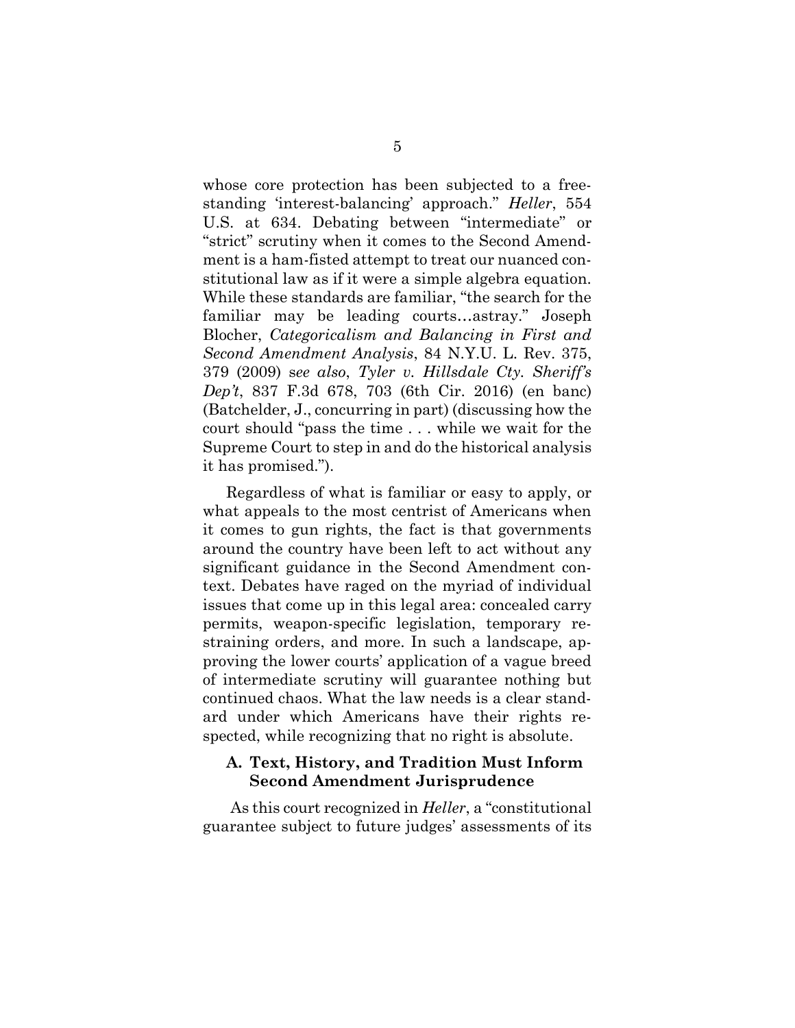whose core protection has been subjected to a free-standing 'interest-balancing' approach." *Heller*, 554 U.S. at 634. Debating between "intermediate" or "strict" scrutiny when it comes to the Second Amendment is a ham-fisted attempt to treat our nuanced constitutional law as if it were a simple algebra equation. While these standards are familiar, "the search for the familiar may be leading courts…astray." Joseph Blocher, *Categoricalism and Balancing in First and Second Amendment Analysis*, 84 N.Y.U. L. Rev. 375, 379 (2009) *see also*, *Tyler v. Hillsdale Cty. Sheriff's Dep't*, 837 F.3d 678, 703 (6th Cir. 2016) (en banc) (Batchelder, J., concurring in part) (discussing how the court should "pass the time . . . while we wait for the Supreme Court to step in and do the historical analysis it has promised.").

Regardless of what is familiar or easy to apply, or what appeals to the most centrist of Americans when it comes to gun rights, the fact is that governments around the country have been left to act without any significant guidance in the Second Amendment context. Debates have raged on the myriad of individual issues that come up in this legal area: concealed carry permits, weapon-specific legislation, temporary restraining orders, and more. In such a landscape, approving the lower courts' application of a vague breed of intermediate scrutiny will guarantee nothing but continued chaos. What the law needs is a clear standard under which Americans have their rights respected, while recognizing that no right is absolute.

### A. Text, History, and Tradition Must Inform Second Amendment Jurisprudence

As this court recognized in *Heller*, a "constitutional guarantee subject to future judges' assessments of its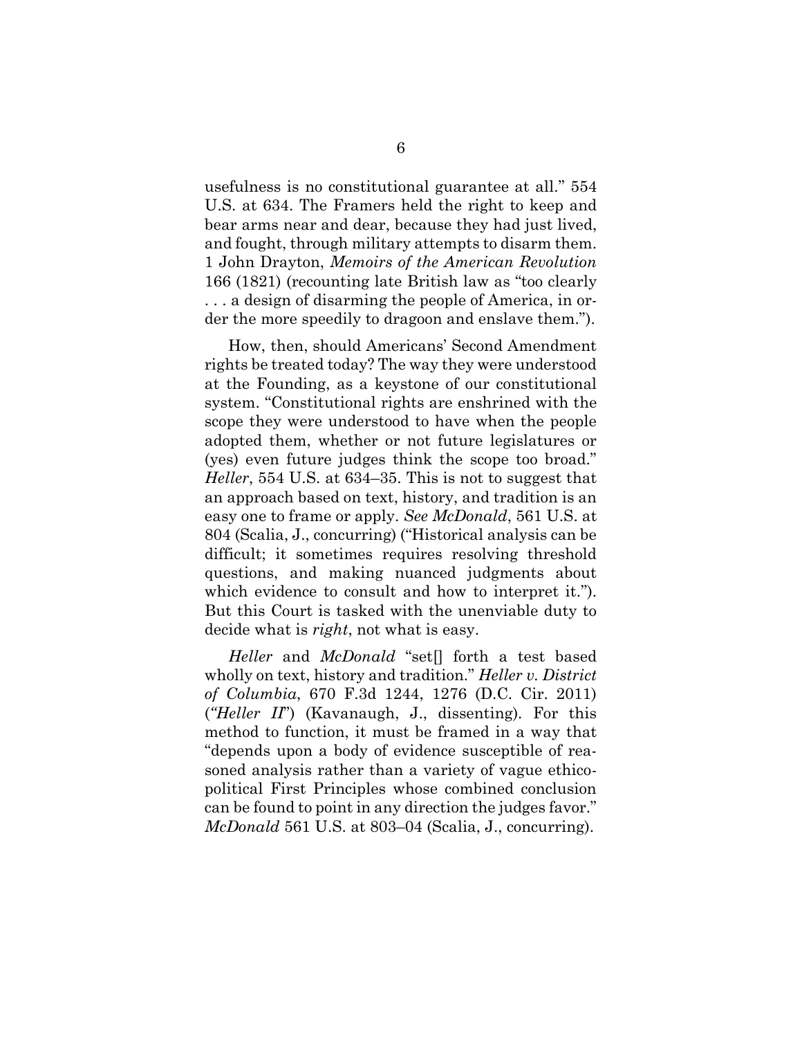usefulness is no constitutional guarantee at all." 554 U.S. at 634. The Framers held the right to keep and bear arms near and dear, because they had just lived, and fought, through military attempts to disarm them. 1 John Drayton, *Memoirs of the American Revolution* 166 (1821) (recounting late British law as "too clearly . . . a design of disarming the people of America, in order the more speedily to dragoon and enslave them.").

How, then, should Americans' Second Amendment rights be treated today? The way they were understood at the Founding, as a keystone of our constitutional system. "Constitutional rights are enshrined with the scope they were understood to have when the people adopted them, whether or not future legislatures or (yes) even future judges think the scope too broad." *Heller*, 554 U.S. at 634–35. This is not to suggest that an approach based on text, history, and tradition is an easy one to frame or apply. *See McDonald*, 561 U.S. at 804 (Scalia, J., concurring) ("Historical analysis can be difficult; it sometimes requires resolving threshold questions, and making nuanced judgments about which evidence to consult and how to interpret it."). But this Court is tasked with the unenviable duty to decide what is *right*, not what is easy.

*Heller* and *McDonald* "set[] forth a test based wholly on text, history and tradition." *Heller v. District of Columbia*, 670 F.3d 1244, 1276 (D.C. Cir. 2011) ("*Heller II*") (Kavanaugh, J., dissenting). For this method to function, it must be framed in a way that "depends upon a body of evidence susceptible of reasoned analysis rather than a variety of vague ethico-political First Principles whose combined conclusion can be found to point in any direction the judges favor." *McDonald* 561 U.S. at 803–04 (Scalia, J., concurring).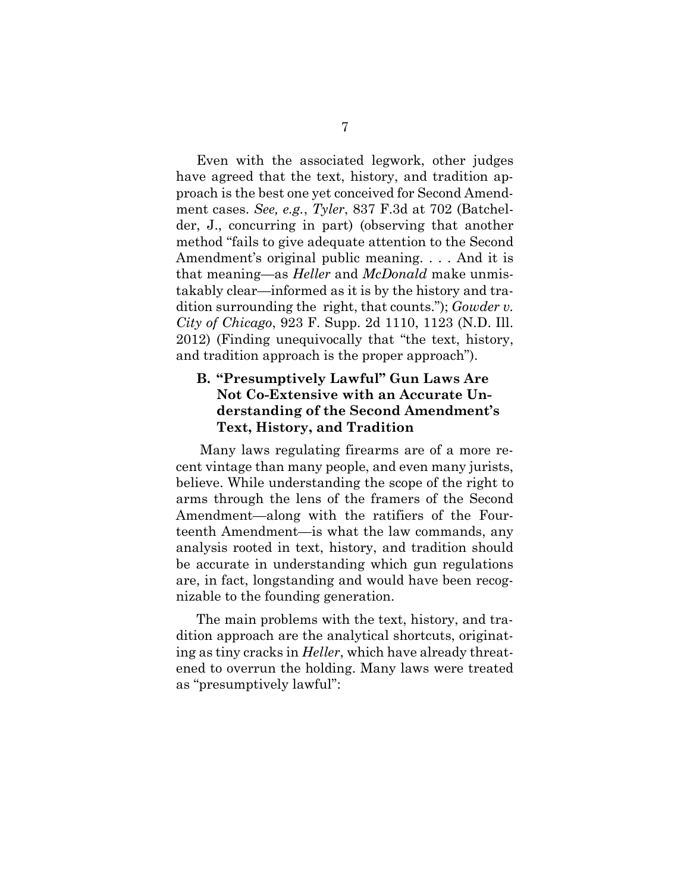Even with the associated legwork, other judges have agreed that the text, history, and tradition approach is the best one yet conceived for Second Amendment cases. *See, e.g.*, *Tyler*, 837 F.3d at 702 (Batchelder, J., concurring in part) (observing that another method "fails to give adequate attention to the Second Amendment's original public meaning. . . . And it is that meaning—as *Heller* and *McDonald* make unmistakably clear—informed as it is by the history and tradition surrounding the right, that counts."); *Gowder v. City of Chicago*, 923 F. Supp. 2d 1110, 1123 (N.D. Ill. 2012) (Finding unequivocally that "the text, history, and tradition approach is the proper approach").

### B. "Presumptively Lawful" Gun Laws Are Not Co-Extensive with an Accurate Understanding of the Second Amendment's Text, History, and Tradition

Many laws regulating firearms are of a more recent vintage than many people, and even many jurists, believe. While understanding the scope of the right to arms through the lens of the framers of the Second Amendment—along with the ratifiers of the Fourteenth Amendment—is what the law commands, any analysis rooted in text, history, and tradition should be accurate in understanding which gun regulations are, in fact, longstanding and would have been recognizable to the founding generation.

The main problems with the text, history, and tradition approach are the analytical shortcuts, originating as tiny cracks in *Heller*, which have already threatened to overrun the holding. Many laws were treated as "presumptively lawful":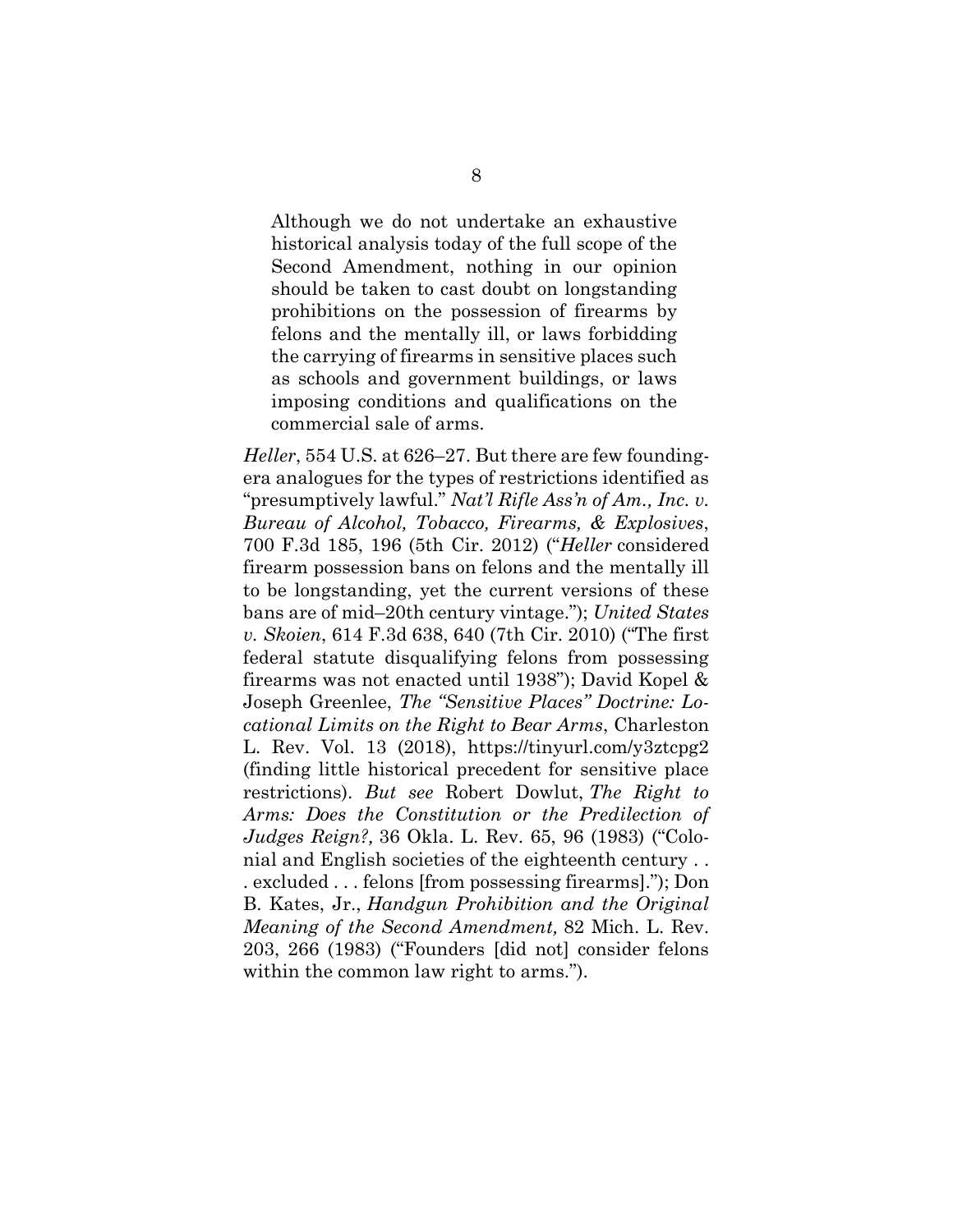> Although we do not undertake an exhaustive historical analysis today of the full scope of the Second Amendment, nothing in our opinion should be taken to cast doubt on longstanding prohibitions on the possession of firearms by felons and the mentally ill, or laws forbidding the carrying of firearms in sensitive places such as schools and government buildings, or laws imposing conditions and qualifications on the commercial sale of arms.

*Heller*, 554 U.S. at 626–27. But there are few founding-era analogues for the types of restrictions identified as "presumptively lawful." *Nat'l Rifle Ass'n of Am., Inc. v. Bureau of Alcohol, Tobacco, Firearms, & Explosives*, 700 F.3d 185, 196 (5th Cir. 2012) ("*Heller* considered firearm possession bans on felons and the mentally ill to be longstanding, yet the current versions of these bans are of mid–20th century vintage."); *United States v. Skoien*, 614 F.3d 638, 640 (7th Cir. 2010) ("The first federal statute disqualifying felons from possessing firearms was not enacted until 1938"); David Kopel & Joseph Greenlee, *The "Sensitive Places" Doctrine: Locational Limits on the Right to Bear Arms*, Charleston L. Rev. Vol. 13 (2018), https://tinyurl.com/y3ztcpg2 (finding little historical precedent for sensitive place restrictions). *But see* Robert Dowlut, *The Right to Arms: Does the Constitution or the Predilection of Judges Reign?,* 36 Okla. L. Rev. 65, 96 (1983) ("Colonial and English societies of the eighteenth century . . . excluded . . . felons [from possessing firearms]."); Don B. Kates, Jr., *Handgun Prohibition and the Original Meaning of the Second Amendment,* 82 Mich. L. Rev. 203, 266 (1983) ("Founders [did not] consider felons within the common law right to arms.").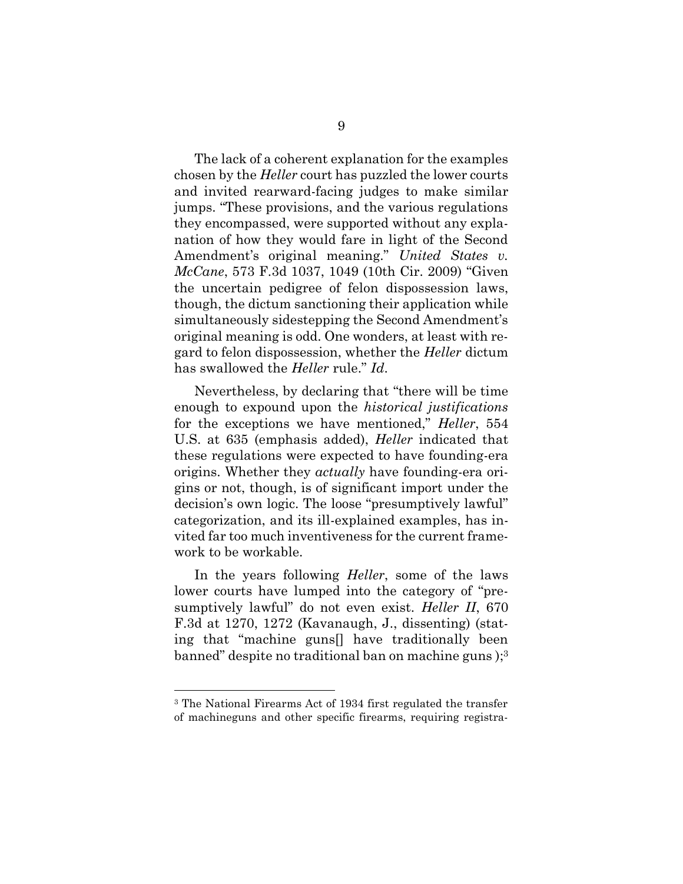The lack of a coherent explanation for the examples chosen by the *Heller* court has puzzled the lower courts and invited rearward-facing judges to make similar jumps. "These provisions, and the various regulations they encompassed, were supported without any explanation of how they would fare in light of the Second Amendment's original meaning." *United States v. McCane*, 573 F.3d 1037, 1049 (10th Cir. 2009) "Given the uncertain pedigree of felon dispossession laws, though, the dictum sanctioning their application while simultaneously sidestepping the Second Amendment's original meaning is odd. One wonders, at least with regard to felon dispossession, whether the *Heller* dictum has swallowed the *Heller* rule." *Id*.

Nevertheless, by declaring that "there will be time enough to expound upon the *historical justifications* for the exceptions we have mentioned," *Heller*, 554 U.S. at 635 (emphasis added), *Heller* indicated that these regulations were expected to have founding-era origins. Whether they *actually* have founding-era origins or not, though, is of significant import under the decision's own logic. The loose "presumptively lawful" categorization, and its ill-explained examples, has invited far too much inventiveness for the current framework to be workable.

In the years following *Heller*, some of the laws lower courts have lumped into the category of "presumptively lawful" do not even exist. *Heller II*, 670 F.3d at 1270, 1272 (Kavanaugh, J., dissenting) (stating that "machine guns[] have traditionally been banned" despite no traditional ban on machine guns );[3]

[3] The National Firearms Act of 1934 first regulated the transfer of machineguns and other specific firearms, requiring registra-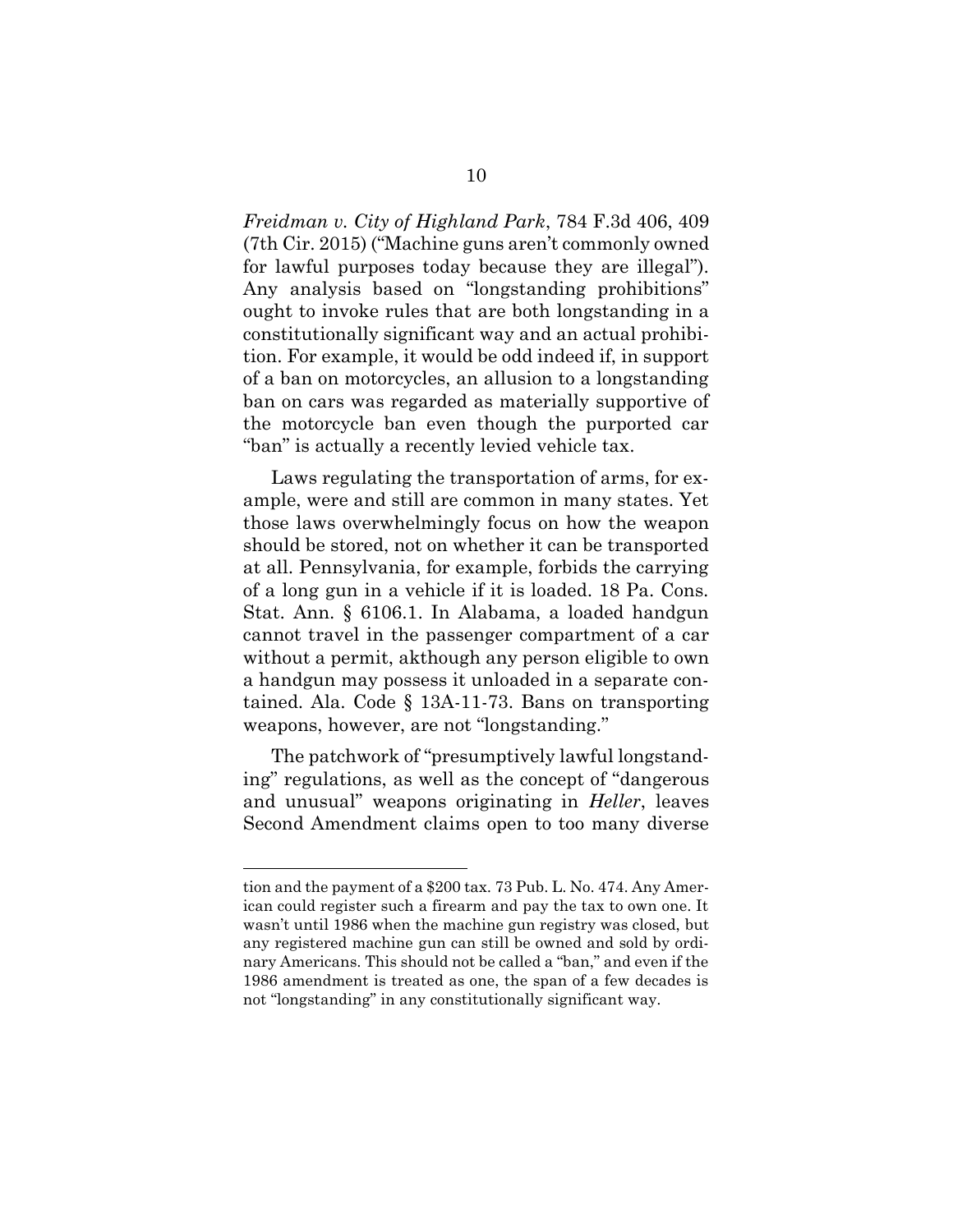*Freidman v. City of Highland Park*, 784 F.3d 406, 409 (7th Cir. 2015) ("Machine guns aren't commonly owned for lawful purposes today because they are illegal"). Any analysis based on "longstanding prohibitions" ought to invoke rules that are both longstanding in a constitutionally significant way and an actual prohibition. For example, it would be odd indeed if, in support of a ban on motorcycles, an allusion to a longstanding ban on cars was regarded as materially supportive of the motorcycle ban even though the purported car "ban" is actually a recently levied vehicle tax.

Laws regulating the transportation of arms, for example, were and still are common in many states. Yet those laws overwhelmingly focus on how the weapon should be stored, not on whether it can be transported at all. Pennsylvania, for example, forbids the carrying of a long gun in a vehicle if it is loaded. 18 Pa. Cons. Stat. Ann. § 6106.1. In Alabama, a loaded handgun cannot travel in the passenger compartment of a car without a permit, akthough any person eligible to own a handgun may possess it unloaded in a separate contained. Ala. Code § 13A-11-73. Bans on transporting weapons, however, are not "longstanding."

The patchwork of "presumptively lawful longstanding" regulations, as well as the concept of "dangerous and unusual" weapons originating in *Heller*, leaves Second Amendment claims open to too many diverse

---

tion and the payment of a $200 tax. 73 Pub. L. No. 474. Any American could register such a firearm and pay the tax to own one. It wasn't until 1986 when the machine gun registry was closed, but any registered machine gun can still be owned and sold by ordinary Americans. This should not be called a "ban," and even if the 1986 amendment is treated as one, the span of a few decades is not "longstanding" in any constitutionally significant way.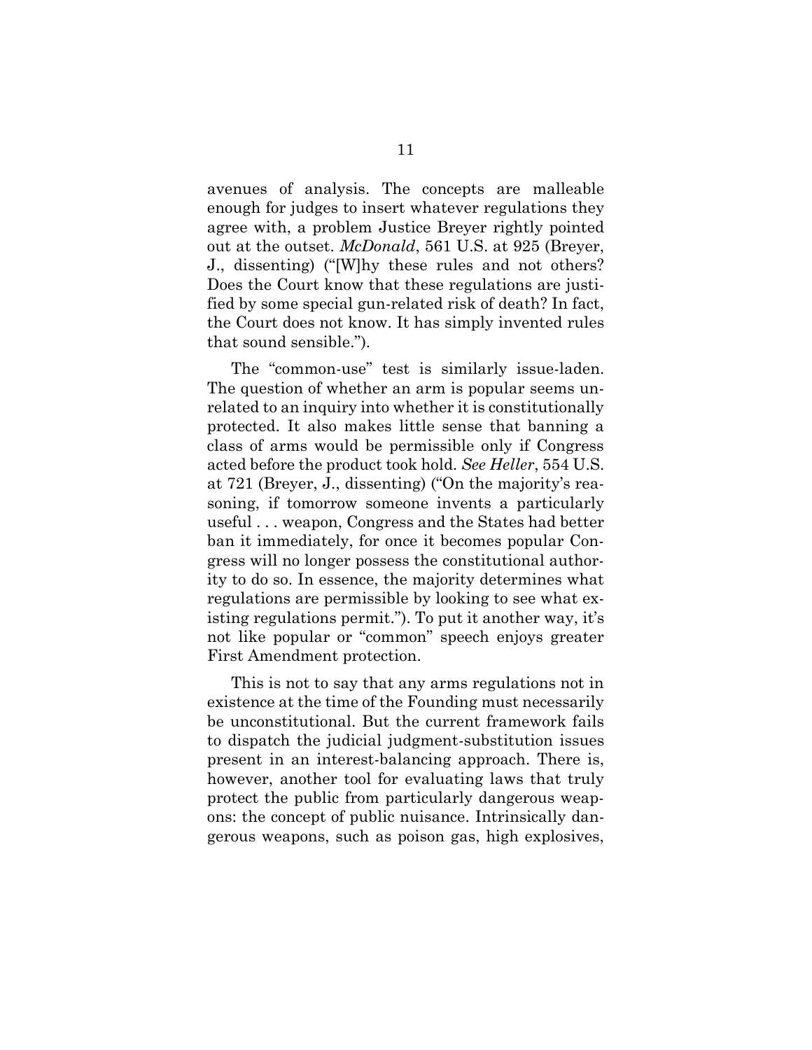avenues of analysis. The concepts are malleable enough for judges to insert whatever regulations they agree with, a problem Justice Breyer rightly pointed out at the outset. *McDonald*, 561 U.S. at 925 (Breyer, J., dissenting) ("[W]hy these rules and not others? Does the Court know that these regulations are justified by some special gun-related risk of death? In fact, the Court does not know. It has simply invented rules that sound sensible.").

The "common-use" test is similarly issue-laden. The question of whether an arm is popular seems unrelated to an inquiry into whether it is constitutionally protected. It also makes little sense that banning a class of arms would be permissible only if Congress acted before the product took hold. *See Heller*, 554 U.S. at 721 (Breyer, J., dissenting) ("On the majority's reasoning, if tomorrow someone invents a particularly useful . . . weapon, Congress and the States had better ban it immediately, for once it becomes popular Congress will no longer possess the constitutional authority to do so. In essence, the majority determines what regulations are permissible by looking to see what existing regulations permit."). To put it another way, it's not like popular or "common" speech enjoys greater First Amendment protection.

This is not to say that any arms regulations not in existence at the time of the Founding must necessarily be unconstitutional. But the current framework fails to dispatch the judicial judgment-substitution issues present in an interest-balancing approach. There is, however, another tool for evaluating laws that truly protect the public from particularly dangerous weapons: the concept of public nuisance. Intrinsically dangerous weapons, such as poison gas, high explosives,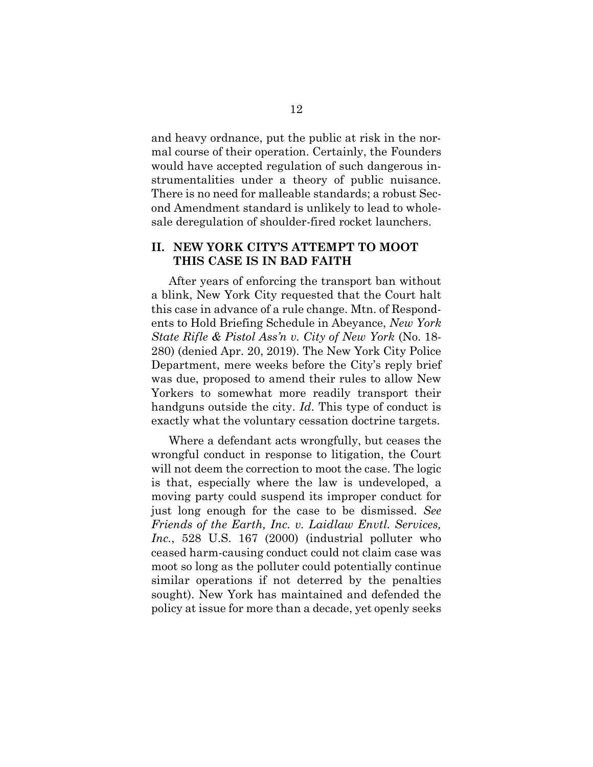and heavy ordnance, put the public at risk in the normal course of their operation. Certainly, the Founders would have accepted regulation of such dangerous instrumentalities under a theory of public nuisance. There is no need for malleable standards; a robust Second Amendment standard is unlikely to lead to wholesale deregulation of shoulder-fired rocket launchers.

## II. NEW YORK CITY'S ATTEMPT TO MOOT THIS CASE IS IN BAD FAITH

After years of enforcing the transport ban without a blink, New York City requested that the Court halt this case in advance of a rule change. Mtn. of Respondents to Hold Briefing Schedule in Abeyance, *New York State Rifle & Pistol Ass'n v. City of New York* (No. 18-280) (denied Apr. 20, 2019). The New York City Police Department, mere weeks before the City's reply brief was due, proposed to amend their rules to allow New Yorkers to somewhat more readily transport their handguns outside the city. *Id*. This type of conduct is exactly what the voluntary cessation doctrine targets.

Where a defendant acts wrongfully, but ceases the wrongful conduct in response to litigation, the Court will not deem the correction to moot the case. The logic is that, especially where the law is undeveloped, a moving party could suspend its improper conduct for just long enough for the case to be dismissed. *See Friends of the Earth, Inc. v. Laidlaw Envtl. Services, Inc.*, 528 U.S. 167 (2000) (industrial polluter who ceased harm-causing conduct could not claim case was moot so long as the polluter could potentially continue similar operations if not deterred by the penalties sought). New York has maintained and defended the policy at issue for more than a decade, yet openly seeks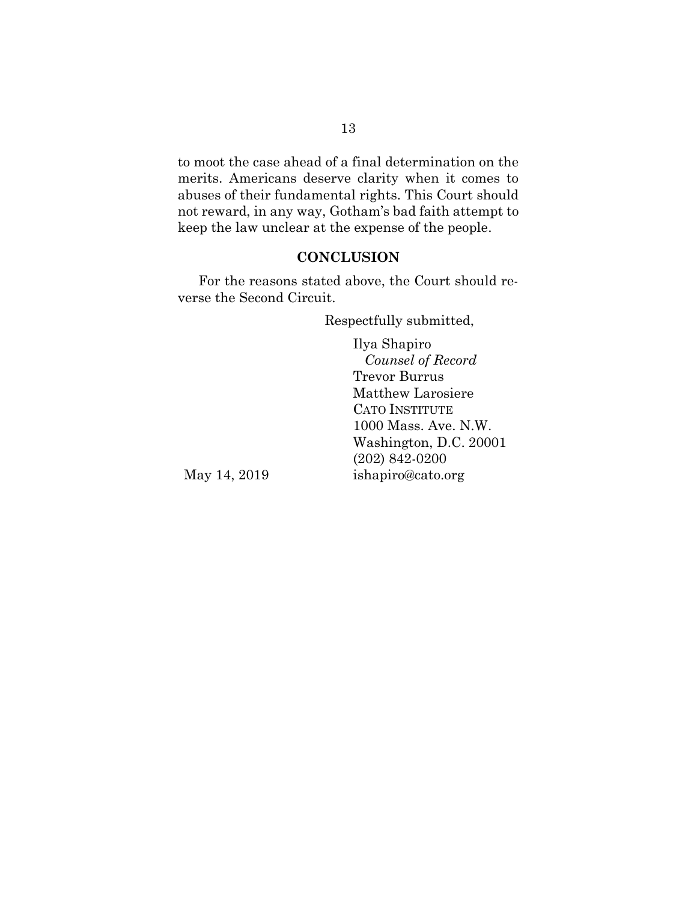to moot the case ahead of a final determination on the merits. Americans deserve clarity when it comes to abuses of their fundamental rights. This Court should not reward, in any way, Gotham's bad faith attempt to keep the law unclear at the expense of the people.

## CONCLUSION

For the reasons stated above, the Court should reverse the Second Circuit.

Respectfully submitted,

Ilya Shapiro
*Counsel of Record*
Trevor Burrus
Matthew Larosiere
CATO INSTITUTE
1000 Mass. Ave. N.W.
Washington, D.C. 20001
(202) 842-0200
ishapiro@cato.org

May 14, 2019